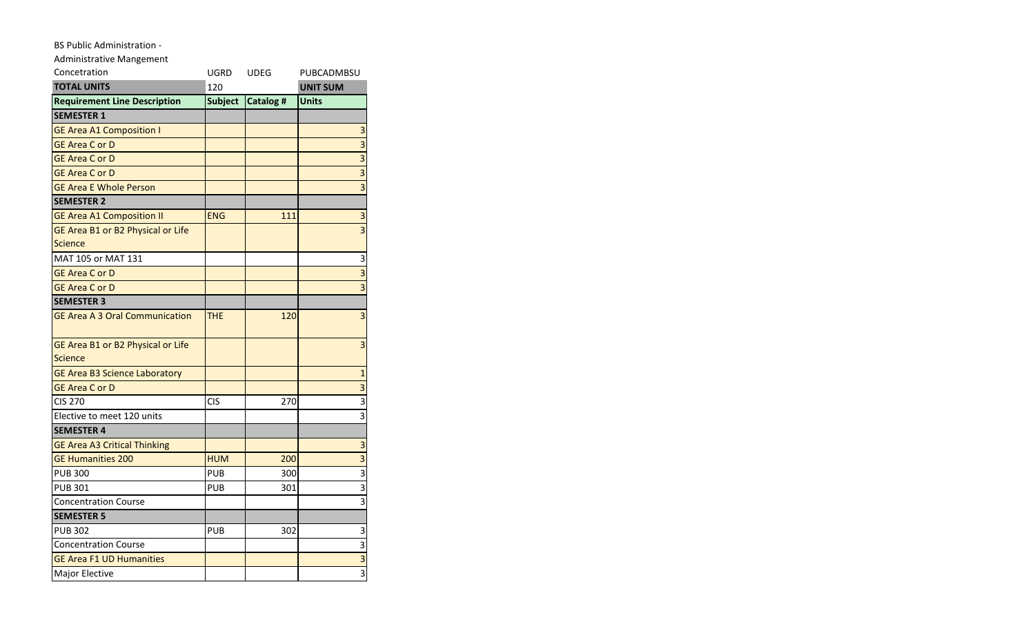BS Public Administration - Administrative Mangement Concetration

UGRD UDEG PUBCADMBSU

| TOTAL UNITS | 120 | | UNIT SUM |
|---|---|---|---|
| **Requirement Line Description** | **Subject** | **Catalog #** | **Units** |
| **SEMESTER 1** | | | |
| GE Area A1 Composition I | | | 3 |
| GE Area C or D | | | 3 |
| GE Area C or D | | | 3 |
| GE Area C or D | | | 3 |
| GE Area E Whole Person | | | 3 |
| **SEMESTER 2** | | | |
| GE Area A1 Composition II | ENG | 111 | 3 |
| GE Area B1 or B2 Physical or Life Science | | | 3 |
| MAT 105 or MAT 131 | | | 3 |
| GE Area C or D | | | 3 |
| GE Area C or D | | | 3 |
| **SEMESTER 3** | | | |
| GE Area A 3 Oral Communication | THE | 120 | 3 |
| GE Area B1 or B2 Physical or Life Science | | | 3 |
| GE Area B3 Science Laboratory | | | 1 |
| GE Area C or D | | | 3 |
| CIS 270 | CIS | 270 | 3 |
| Elective to meet 120 units | | | 3 |
| **SEMESTER 4** | | | |
| GE Area A3 Critical Thinking | | | 3 |
| GE Humanities 200 | HUM | 200 | 3 |
| PUB 300 | PUB | 300 | 3 |
| PUB 301 | PUB | 301 | 3 |
| Concentration Course | | | 3 |
| **SEMESTER 5** | | | |
| PUB 302 | PUB | 302 | 3 |
| Concentration Course | | | 3 |
| GE Area F1 UD Humanities | | | 3 |
| Major Elective | | | 3 |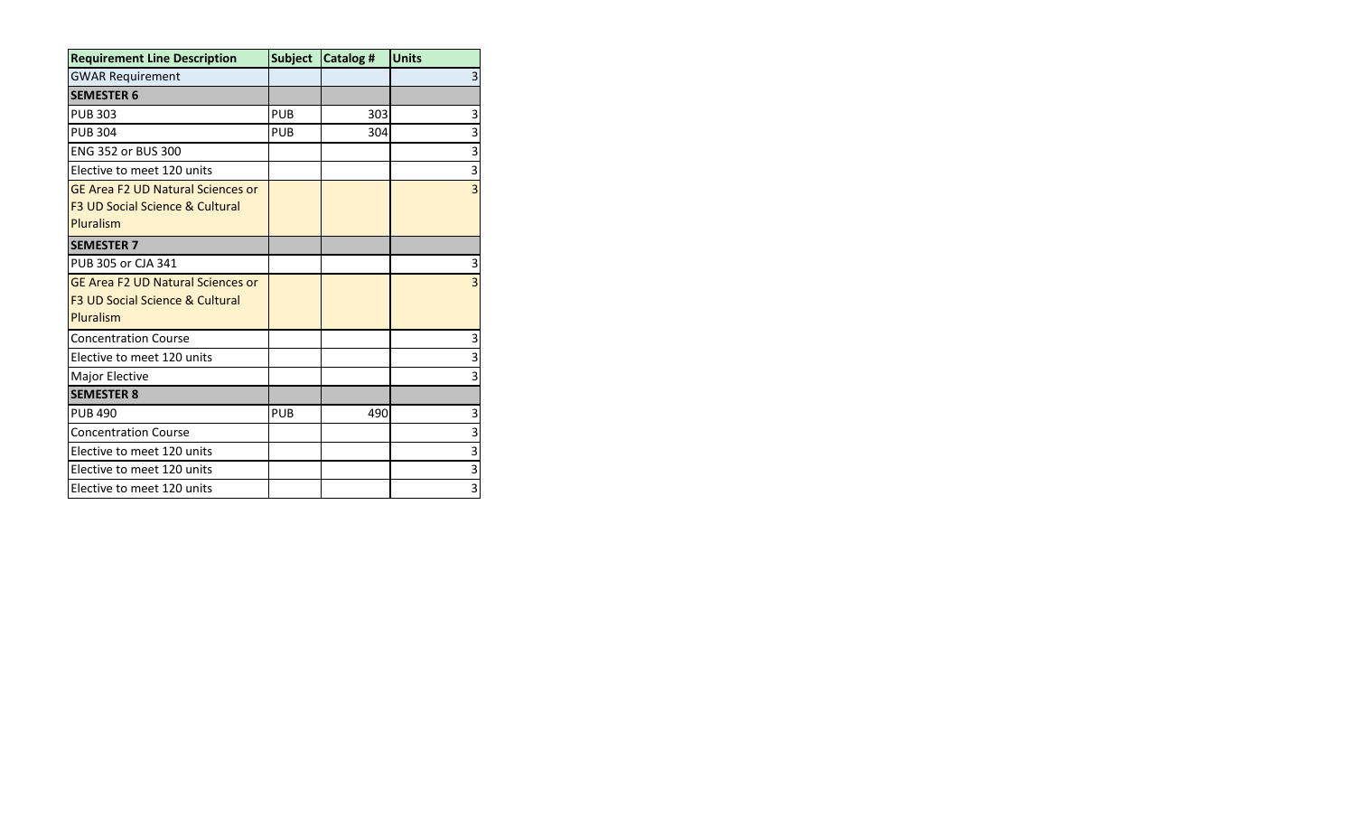| Requirement Line Description | Subject | Catalog # | Units |
|---|---|---|---|
| GWAR Requirement | | | 3 |
| **SEMESTER 6** | | | |
| PUB 303 | PUB | 303 | 3 |
| PUB 304 | PUB | 304 | 3 |
| ENG 352 or BUS 300 | | | 3 |
| Elective to meet 120 units | | | 3 |
| GE Area F2 UD Natural Sciences or F3 UD Social Science & Cultural Pluralism | | | 3 |
| **SEMESTER 7** | | | |
| PUB 305 or CJA 341 | | | 3 |
| GE Area F2 UD Natural Sciences or F3 UD Social Science & Cultural Pluralism | | | 3 |
| Concentration Course | | | 3 |
| Elective to meet 120 units | | | 3 |
| Major Elective | | | 3 |
| **SEMESTER 8** | | | |
| PUB 490 | PUB | 490 | 3 |
| Concentration Course | | | 3 |
| Elective to meet 120 units | | | 3 |
| Elective to meet 120 units | | | 3 |
| Elective to meet 120 units | | | 3 |